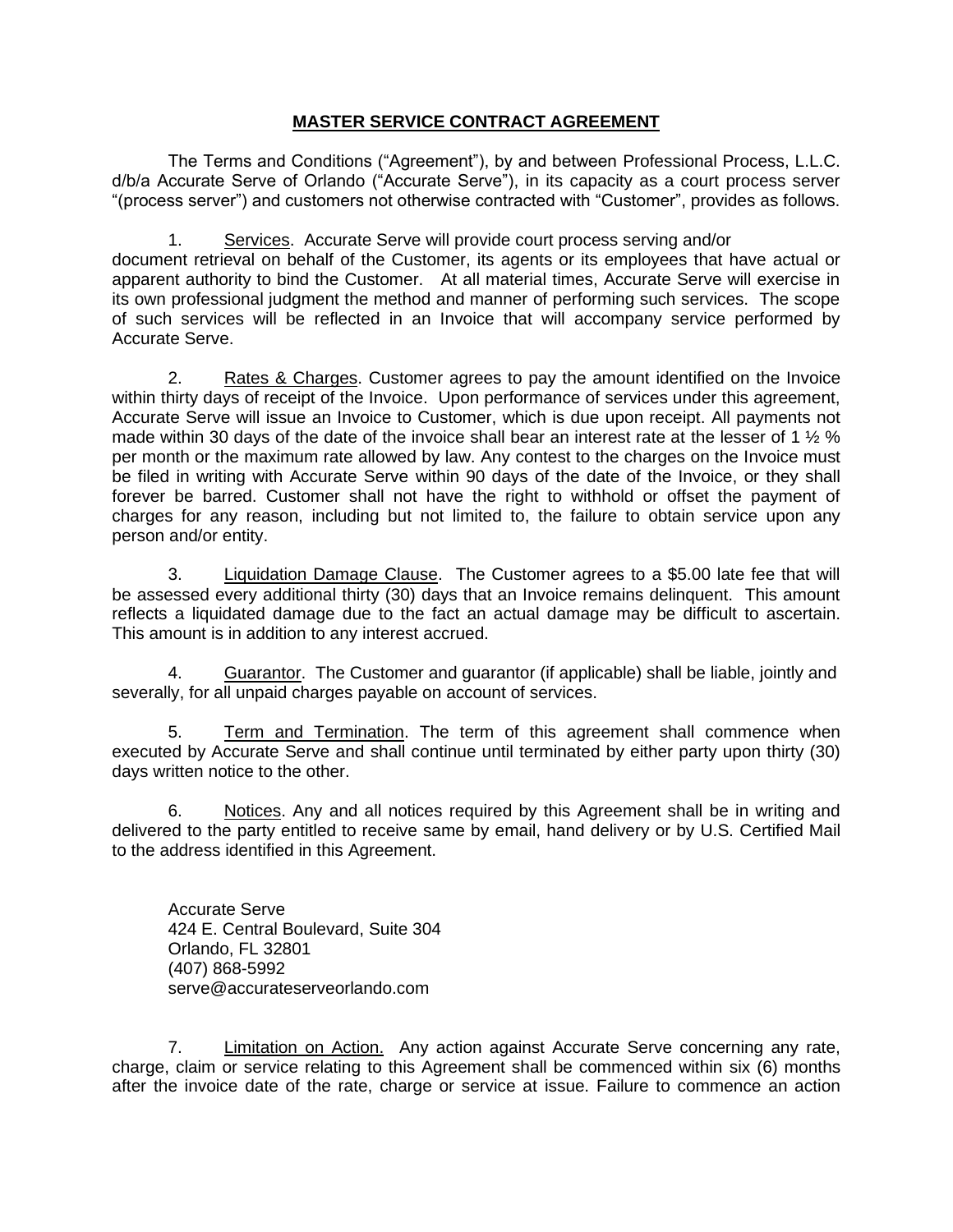# **MASTER SERVICE CONTRACT AGREEMENT**

The Terms and Conditions ("Agreement"), by and between Professional Process, L.L.C. d/b/a Accurate Serve of Orlando ("Accurate Serve"), in its capacity as a court process server "(process server") and customers not otherwise contracted with "Customer", provides as follows.

1. Services. Accurate Serve will provide court process serving and/or document retrieval on behalf of the Customer, its agents or its employees that have actual or apparent authority to bind the Customer. At all material times, Accurate Serve will exercise in its own professional judgment the method and manner of performing such services. The scope of such services will be reflected in an Invoice that will accompany service performed by Accurate Serve.

2. Rates & Charges. Customer agrees to pay the amount identified on the Invoice within thirty days of receipt of the Invoice. Upon performance of services under this agreement, Accurate Serve will issue an Invoice to Customer, which is due upon receipt. All payments not made within 30 days of the date of the invoice shall bear an interest rate at the lesser of 1 ½ % per month or the maximum rate allowed by law. Any contest to the charges on the Invoice must be filed in writing with Accurate Serve within 90 days of the date of the Invoice, or they shall forever be barred. Customer shall not have the right to withhold or offset the payment of charges for any reason, including but not limited to, the failure to obtain service upon any person and/or entity.

3. Liquidation Damage Clause. The Customer agrees to a $5.00 late fee that will be assessed every additional thirty (30) days that an Invoice remains delinquent. This amount reflects a liquidated damage due to the fact an actual damage may be difficult to ascertain. This amount is in addition to any interest accrued.

4. Guarantor. The Customer and guarantor (if applicable) shall be liable, jointly and severally, for all unpaid charges payable on account of services.

5. Term and Termination. The term of this agreement shall commence when executed by Accurate Serve and shall continue until terminated by either party upon thirty (30) days written notice to the other.

6. Notices. Any and all notices required by this Agreement shall be in writing and delivered to the party entitled to receive same by email, hand delivery or by U.S. Certified Mail to the address identified in this Agreement.

Accurate Serve  
424 E. Central Boulevard, Suite 304  
Orlando, FL 32801  
(407) 868-5992  
serve@accurateserveorlando.com

7. Limitation on Action. Any action against Accurate Serve concerning any rate, charge, claim or service relating to this Agreement shall be commenced within six (6) months after the invoice date of the rate, charge or service at issue. Failure to commence an action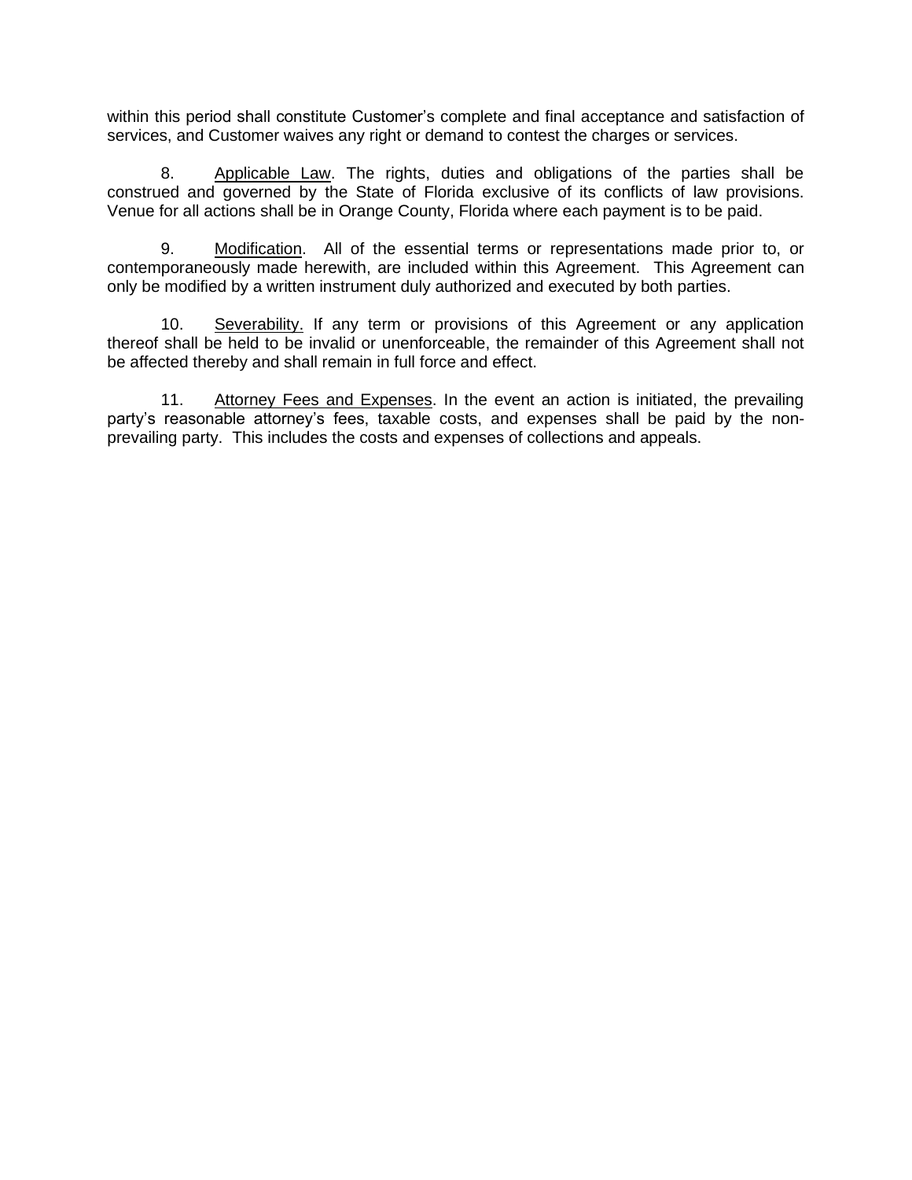within this period shall constitute Customer's complete and final acceptance and satisfaction of services, and Customer waives any right or demand to contest the charges or services.

8. Applicable Law. The rights, duties and obligations of the parties shall be construed and governed by the State of Florida exclusive of its conflicts of law provisions. Venue for all actions shall be in Orange County, Florida where each payment is to be paid.

9. Modification. All of the essential terms or representations made prior to, or contemporaneously made herewith, are included within this Agreement. This Agreement can only be modified by a written instrument duly authorized and executed by both parties.

10. Severability. If any term or provisions of this Agreement or any application thereof shall be held to be invalid or unenforceable, the remainder of this Agreement shall not be affected thereby and shall remain in full force and effect.

11. Attorney Fees and Expenses. In the event an action is initiated, the prevailing party's reasonable attorney's fees, taxable costs, and expenses shall be paid by the non-prevailing party. This includes the costs and expenses of collections and appeals.